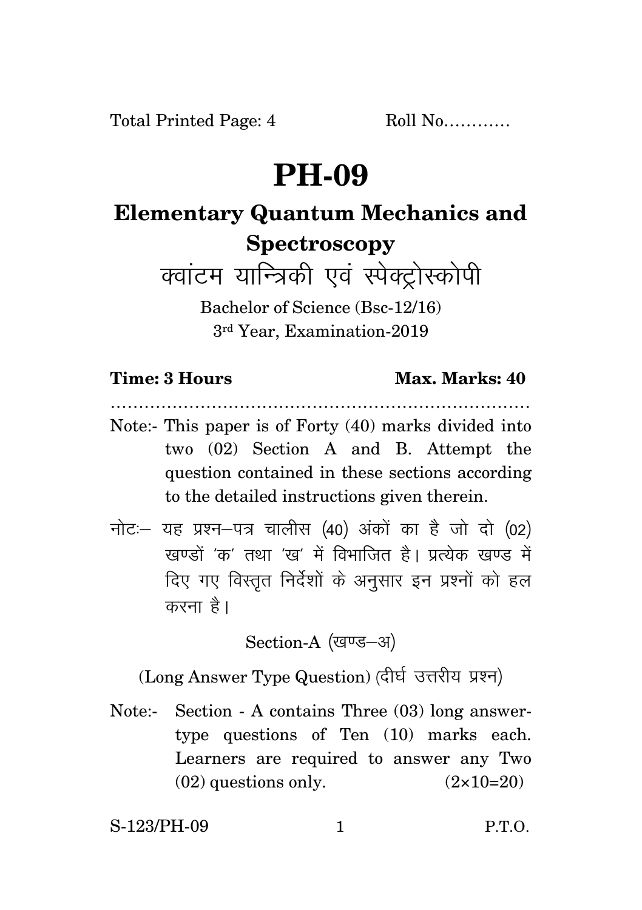Total Printed Page: 4 Roll No…………

# PH-09

## Elementary Quantum Mechanics and Spectroscopy

## क्वांटम यान्त्रिकी एवं स्पेक्ट्रोस्कोपी

Bachelor of Science (Bsc-12/16)

3rd Year, Examination-2019

**Time: 3 Hours** **Max. Marks: 40**

…………………………………………………………………

Note:- This paper is of Forty (40) marks divided into two (02) Section A and B. Attempt the question contained in these sections according to the detailed instructions given therein.

नोटः– यह प्रश्न–पत्र चालीस (40) अंकों का है जो दो (02) खण्डों 'क' तथा 'ख' में विभाजित है। प्रत्येक खण्ड में दिए गए विस्तृत निर्देशों के अनुसार इन प्रश्नों को हल करना है।

Section-A (खण्ड–अ)

(Long Answer Type Question) (दीर्घ उत्तरीय प्रश्न)

Note:- Section - A contains Three (03) long answer-type questions of Ten (10) marks each. Learners are required to answer any Two (02) questions only. $(2 \times 10 = 20)$

S-123/PH-09 P.T.O.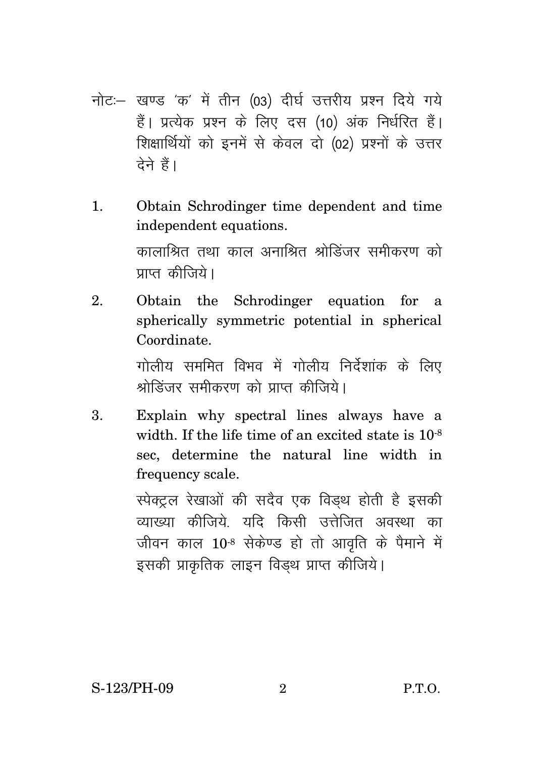नोटः– खण्ड 'क' में तीन (03) दीर्घ उत्तरीय प्रश्न दिये गये हैं। प्रत्येक प्रश्न के लिए दस (10) अंक निर्धरित हैं। शिक्षार्थियों को इनमें से केवल दो (02) प्रश्नों के उत्तर देने हैं।

1. Obtain Schrodinger time dependent and time independent equations.

   कालाश्रित तथा काल अनाश्रित श्रोडिंजर समीकरण को प्राप्त कीजिये।

2. Obtain the Schrodinger equation for a spherically symmetric potential in spherical Coordinate.

   गोलीय सममित विभव में गोलीय निर्देशांक के लिए श्रोडिंजर समीकरण को प्राप्त कीजिये।

3. Explain why spectral lines always have a width. If the life time of an excited state is $10^{-8}$ sec, determine the natural line width in frequency scale.

   स्पेक्ट्रल रेखाओं की सदैव एक विड्थ होती है इसकी व्याख्या कीजिये. यदि किसी उत्तेजित अवस्था का जीवन काल $10^{-8}$ सेकेण्ड हो तो आवृति के पैमाने में इसकी प्राकृतिक लाइन विड्थ प्राप्त कीजिये।

S-123/PH-09 P.T.O.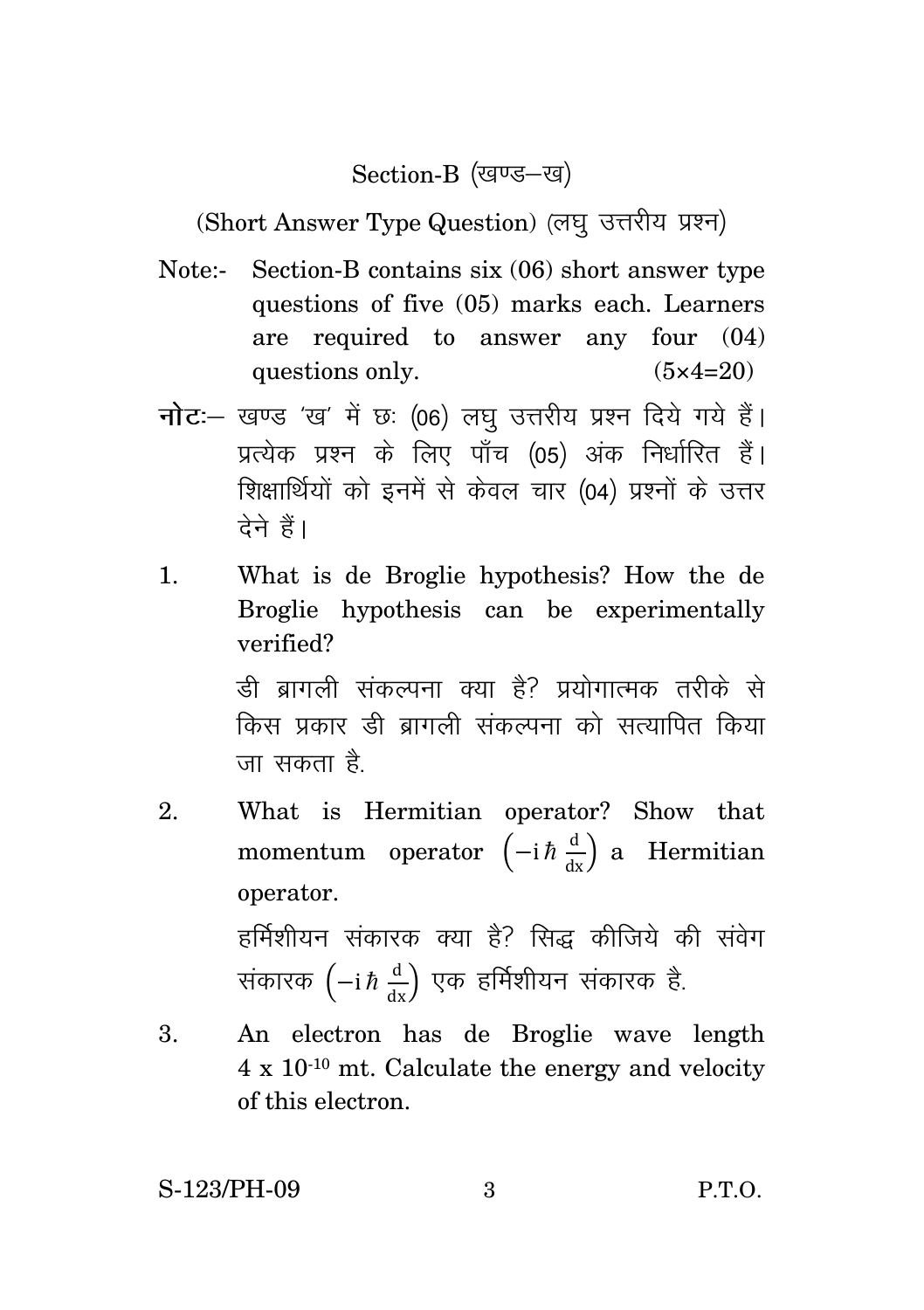## Section-B (खण्ड–ख)

(Short Answer Type Question) (लघु उत्तरीय प्रश्न)

Note:- Section-B contains six (06) short answer type questions of five (05) marks each. Learners are required to answer any four (04) questions only. (5×4=20)

**नोटः**— खण्ड 'ख' में छः (06) लघु उत्तरीय प्रश्न दिये गये हैं। प्रत्येक प्रश्न के लिए पाँच (05) अंक निर्धारित हैं। शिक्षार्थियों को इनमें से केवल चार (04) प्रश्नों के उत्तर देने हैं।

1. What is de Broglie hypothesis? How the de Broglie hypothesis can be experimentally verified?

   डी ब्रागली संकल्पना क्या है? प्रयोगात्मक तरीके से किस प्रकार डी ब्रागली संकल्पना को सत्यापित किया जा सकता है.

2. What is Hermitian operator? Show that momentum operator $\left(-i\hbar \frac{d}{dx}\right)$ a Hermitian operator.

   हर्मिशीयन संकारक क्या है? सिद्ध कीजिये की संवेग संकारक $\left(-i\hbar \frac{d}{dx}\right)$ एक हर्मिशीयन संकारक है.

3. An electron has de Broglie wave length $4 \times 10^{-10}$ mt. Calculate the energy and velocity of this electron.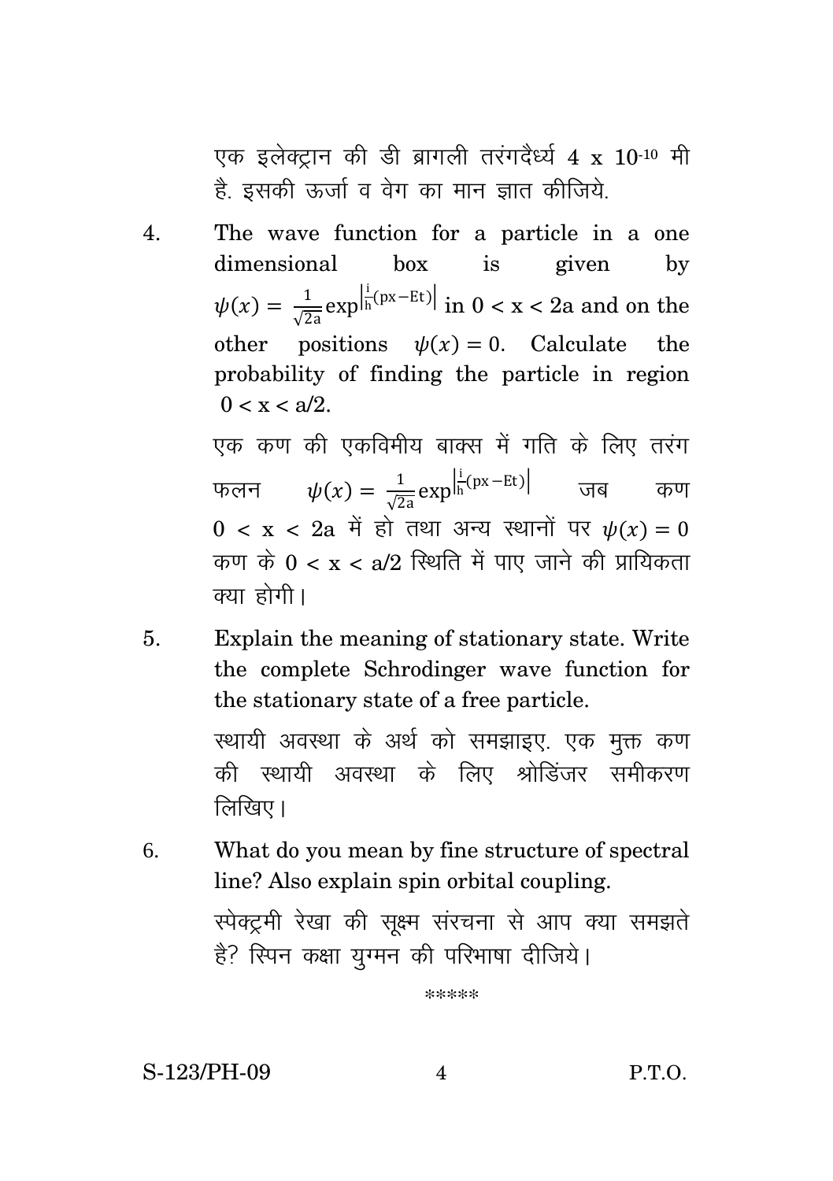एक इलेक्ट्रान की डी ब्रागली तरंगदैर्ध्य 4 x $10^{-10}$ मी है. इसकी ऊर्जा व वेग का मान ज्ञात कीजिये.

4. The wave function for a particle in a one dimensional box is given by $\psi(x) = \frac{1}{\sqrt{2a}} \exp\left|\frac{i}{h}(px - Et)\right|$ in 0 < x < 2a and on the other positions $\psi(x) = 0$. Calculate the probability of finding the particle in region 0 < x < a/2.

   एक कण की एकविमीय बाक्स में गति के लिए तरंग फलन $\psi(x) = \frac{1}{\sqrt{2a}} \exp\left|\frac{i}{h}(px - Et)\right|$ जब कण 0 < x < 2a में हो तथा अन्य स्थानों पर $\psi(x) = 0$ कण के 0 < x < a/2 स्थिति में पाए जाने की प्रायिकता क्या होगी।

5. Explain the meaning of stationary state. Write the complete Schrodinger wave function for the stationary state of a free particle.

   स्थायी अवस्था के अर्थ को समझाइए. एक मुक्त कण की स्थायी अवस्था के लिए श्रोडिंजर समीकरण लिखिए।

6. What do you mean by fine structure of spectral line? Also explain spin orbital coupling.

   स्पेक्ट्रमी रेखा की सूक्ष्म संरचना से आप क्या समझते है? स्पिन कक्षा युग्मन की परिभाषा दीजिये।

*****

S-123/PH-09

P.T.O.